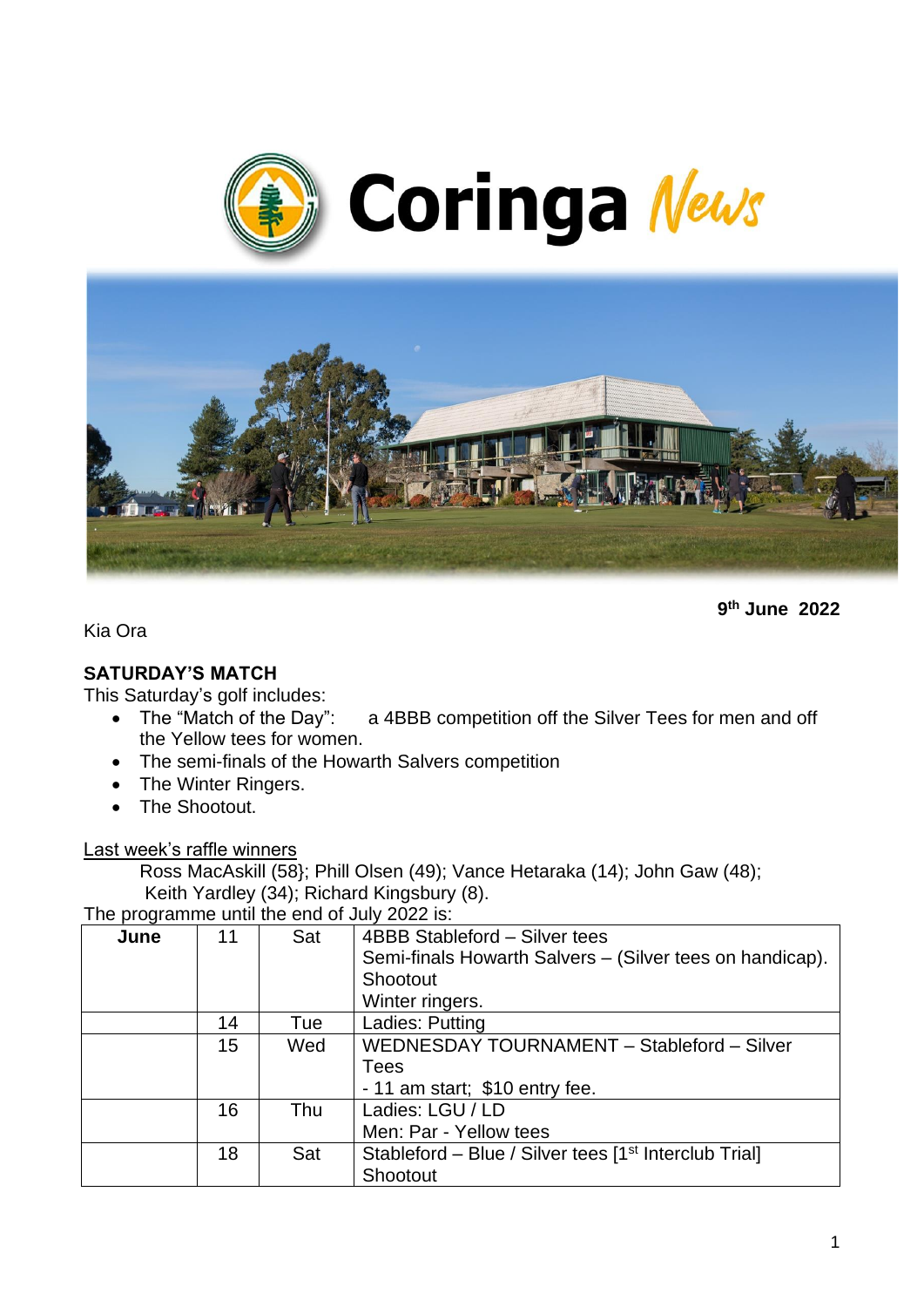# Coringa News

**9th June 2022**

Kia Ora

**SATURDAY'S MATCH**

This Saturday's golf includes:

- The "Match of the Day": a 4BBB competition off the Silver Tees for men and off the Yellow tees for women.
- The semi-finals of the Howarth Salvers competition
- The Winter Ringers.
- The Shootout.

Last week's raffle winners

Ross MacAskill (58}; Phill Olsen (49); Vance Hetaraka (14); John Gaw (48); Keith Yardley (34); Richard Kingsbury (8).

The programme until the end of July 2022 is:

| **June** | 11 | Sat | 4BBB Stableford – Silver tees<br>Semi-finals Howarth Salvers – (Silver tees on handicap).<br>Shootout<br>Winter ringers. |
|---|---|---|---|
| | 14 | Tue | Ladies: Putting |
| | 15 | Wed | WEDNESDAY TOURNAMENT – Stableford – Silver Tees<br>- 11 am start; $10 entry fee. |
| | 16 | Thu | Ladies: LGU / LD<br>Men: Par - Yellow tees |
| | 18 | Sat | Stableford – Blue / Silver tees [1st Interclub Trial]<br>Shootout |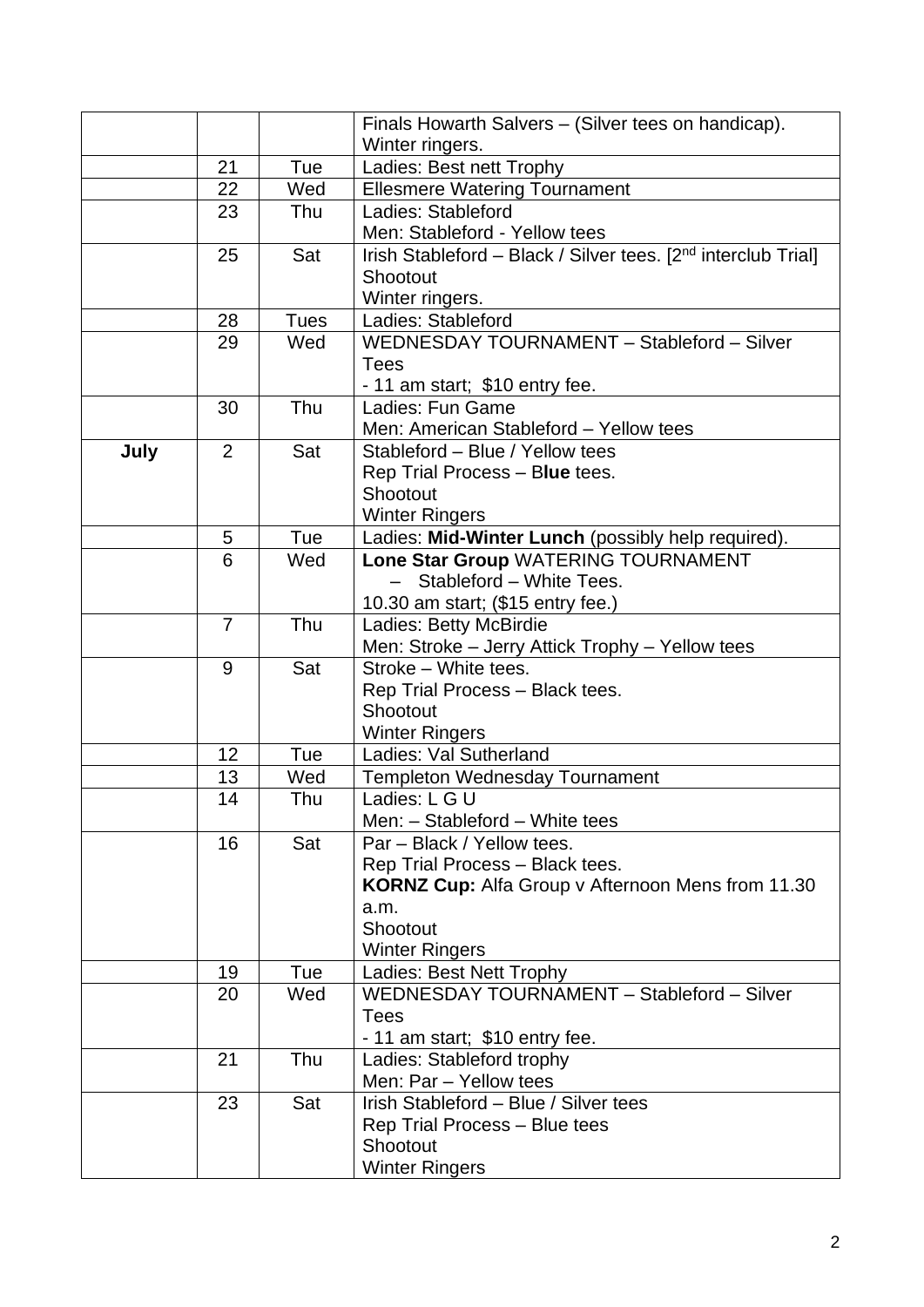| | | | |
|---|---|---|---|
| | | | Finals Howarth Salvers – (Silver tees on handicap).<br>Winter ringers. |
| | 21 | Tue | Ladies: Best nett Trophy |
| | 22 | Wed | Ellesmere Watering Tournament |
| | 23 | Thu | Ladies: Stableford<br>Men: Stableford - Yellow tees |
| | 25 | Sat | Irish Stableford – Black / Silver tees. [2nd interclub Trial]<br>Shootout<br>Winter ringers. |
| | 28 | Tues | Ladies: Stableford |
| | 29 | Wed | WEDNESDAY TOURNAMENT – Stableford – Silver Tees<br>- 11 am start; $10 entry fee. |
| | 30 | Thu | Ladies: Fun Game<br>Men: American Stableford – Yellow tees |
| **July** | 2 | Sat | Stableford – Blue / Yellow tees<br>Rep Trial Process – B**lue** tees.<br>Shootout<br>Winter Ringers |
| | 5 | Tue | Ladies: **Mid-Winter Lunch** (possibly help required). |
| | 6 | Wed | **Lone Star Group** WATERING TOURNAMENT<br>– Stableford – White Tees.<br>10.30 am start; ($15 entry fee.) |
| | 7 | Thu | Ladies: Betty McBirdie<br>Men: Stroke – Jerry Attick Trophy – Yellow tees |
| | 9 | Sat | Stroke – White tees.<br>Rep Trial Process – Black tees.<br>Shootout<br>Winter Ringers |
| | 12 | Tue | Ladies: Val Sutherland |
| | 13 | Wed | Templeton Wednesday Tournament |
| | 14 | Thu | Ladies: L G U<br>Men: – Stableford – White tees |
| | 16 | Sat | Par – Black / Yellow tees.<br>Rep Trial Process – Black tees.<br>**KORNZ Cup:** Alfa Group v Afternoon Mens from 11.30 a.m.<br>Shootout<br>Winter Ringers |
| | 19 | Tue | Ladies: Best Nett Trophy |
| | 20 | Wed | WEDNESDAY TOURNAMENT – Stableford – Silver Tees<br>- 11 am start; $10 entry fee. |
| | 21 | Thu | Ladies: Stableford trophy<br>Men: Par – Yellow tees |
| | 23 | Sat | Irish Stableford – Blue / Silver tees<br>Rep Trial Process – Blue tees<br>Shootout<br>Winter Ringers |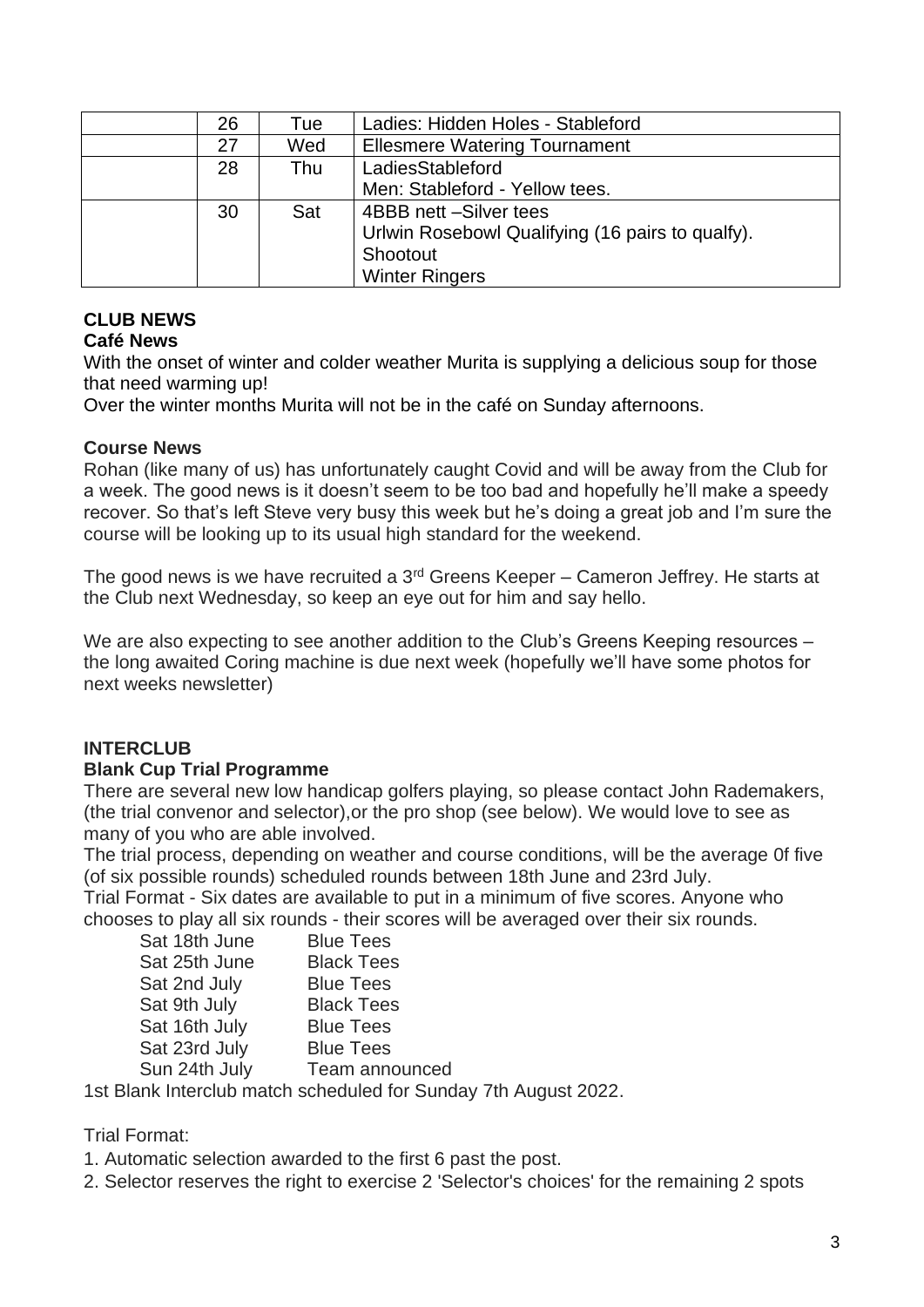| | | | |
|---|---|---|---|
| | 26 | Tue | Ladies: Hidden Holes - Stableford |
| | 27 | Wed | Ellesmere Watering Tournament |
| | 28 | Thu | LadiesStableford<br>Men: Stableford - Yellow tees. |
| | 30 | Sat | 4BBB nett –Silver tees<br>Urlwin Rosebowl Qualifying (16 pairs to qualfy).<br>Shootout<br>Winter Ringers |

## CLUB NEWS

### Café News

With the onset of winter and colder weather Murita is supplying a delicious soup for those that need warming up!

Over the winter months Murita will not be in the café on Sunday afternoons.

### Course News

Rohan (like many of us) has unfortunately caught Covid and will be away from the Club for a week. The good news is it doesn't seem to be too bad and hopefully he'll make a speedy recover. So that's left Steve very busy this week but he's doing a great job and I'm sure the course will be looking up to its usual high standard for the weekend.

The good news is we have recruited a 3rd Greens Keeper – Cameron Jeffrey. He starts at the Club next Wednesday, so keep an eye out for him and say hello.

We are also expecting to see another addition to the Club's Greens Keeping resources – the long awaited Coring machine is due next week (hopefully we'll have some photos for next weeks newsletter)

## INTERCLUB

### Blank Cup Trial Programme

There are several new low handicap golfers playing, so please contact John Rademakers, (the trial convenor and selector),or the pro shop (see below). We would love to see as many of you who are able involved.

The trial process, depending on weather and course conditions, will be the average 0f five (of six possible rounds) scheduled rounds between 18th June and 23rd July.

Trial Format - Six dates are available to put in a minimum of five scores. Anyone who chooses to play all six rounds - their scores will be averaged over their six rounds.

| | |
|---|---|
| Sat 18th June | Blue Tees |
| Sat 25th June | Black Tees |
| Sat 2nd July | Blue Tees |
| Sat 9th July | Black Tees |
| Sat 16th July | Blue Tees |
| Sat 23rd July | Blue Tees |
| Sun 24th July | Team announced |

1st Blank Interclub match scheduled for Sunday 7th August 2022.

Trial Format:

1. Automatic selection awarded to the first 6 past the post.
2. Selector reserves the right to exercise 2 'Selector's choices' for the remaining 2 spots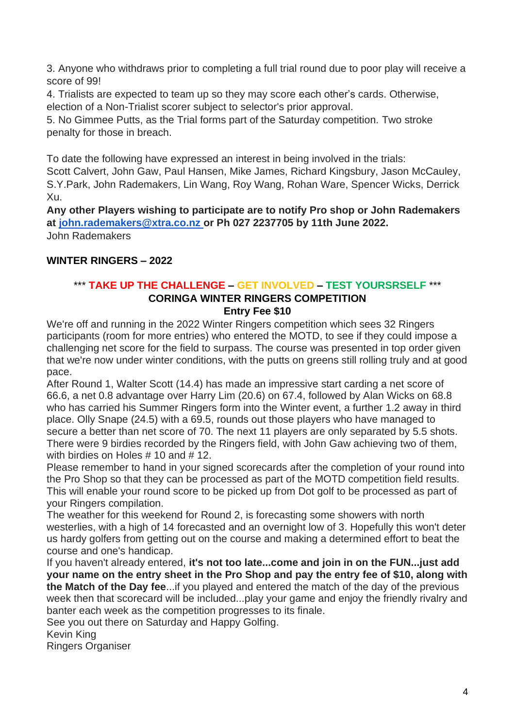3. Anyone who withdraws prior to completing a full trial round due to poor play will receive a score of 99!

4. Trialists are expected to team up so they may score each other's cards. Otherwise, election of a Non-Trialist scorer subject to selector's prior approval.

5. No Gimmee Putts, as the Trial forms part of the Saturday competition. Two stroke penalty for those in breach.

To date the following have expressed an interest in being involved in the trials:
Scott Calvert, John Gaw, Paul Hansen, Mike James, Richard Kingsbury, Jason McCauley, S.Y.Park, John Rademakers, Lin Wang, Roy Wang, Rohan Ware, Spencer Wicks, Derrick Xu.

**Any other Players wishing to participate are to notify Pro shop or John Rademakers at [john.rademakers@xtra.co.nz](mailto:john.rademakers@xtra.co.nz) or Ph 027 2237705 by 11th June 2022.**
John Rademakers

## WINTER RINGERS – 2022

**\*\*\* TAKE UP THE CHALLENGE – GET INVOLVED – TEST YOURSRSELF \*\*\***

**CORINGA WINTER RINGERS COMPETITION**

**Entry Fee $10**

We're off and running in the 2022 Winter Ringers competition which sees 32 Ringers participants (room for more entries) who entered the MOTD, to see if they could impose a challenging net score for the field to surpass. The course was presented in top order given that we're now under winter conditions, with the putts on greens still rolling truly and at good pace.

After Round 1, Walter Scott (14.4) has made an impressive start carding a net score of 66.6, a net 0.8 advantage over Harry Lim (20.6) on 67.4, followed by Alan Wicks on 68.8 who has carried his Summer Ringers form into the Winter event, a further 1.2 away in third place. Olly Snape (24.5) with a 69.5, rounds out those players who have managed to secure a better than net score of 70. The next 11 players are only separated by 5.5 shots. There were 9 birdies recorded by the Ringers field, with John Gaw achieving two of them, with birdies on Holes # 10 and # 12.

Please remember to hand in your signed scorecards after the completion of your round into the Pro Shop so that they can be processed as part of the MOTD competition field results. This will enable your round score to be picked up from Dot golf to be processed as part of your Ringers compilation.

The weather for this weekend for Round 2, is forecasting some showers with north westerlies, with a high of 14 forecasted and an overnight low of 3. Hopefully this won't deter us hardy golfers from getting out on the course and making a determined effort to beat the course and one's handicap.

If you haven't already entered, **it's not too late...come and join in on the FUN...just add your name on the entry sheet in the Pro Shop and pay the entry fee of $10, along with the Match of the Day fee**...if you played and entered the match of the day of the previous week then that scorecard will be included...play your game and enjoy the friendly rivalry and banter each week as the competition progresses to its finale.

See you out there on Saturday and Happy Golfing.

Kevin King
Ringers Organiser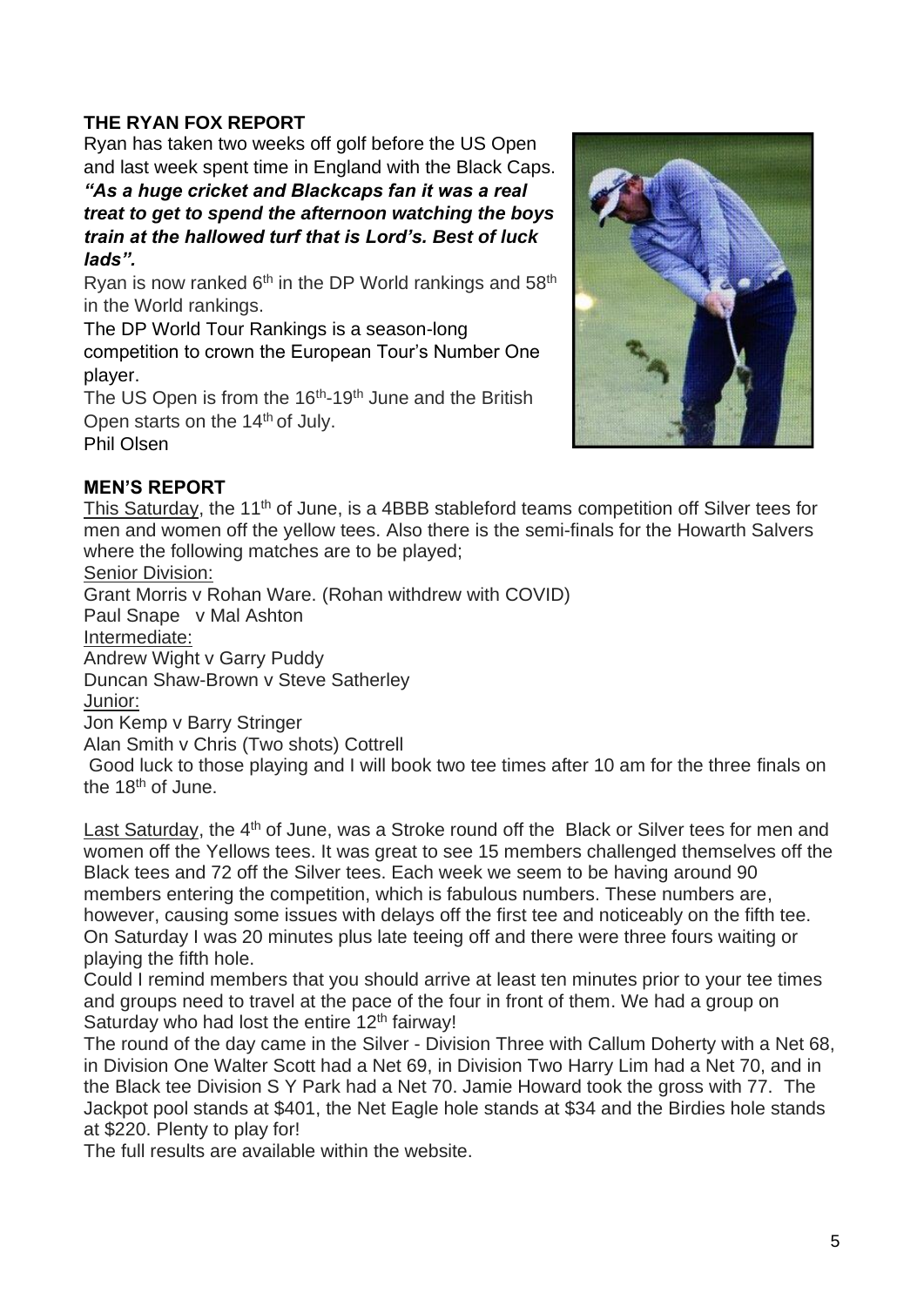## THE RYAN FOX REPORT

Ryan has taken two weeks off golf before the US Open and last week spent time in England with the Black Caps.

***"As a huge cricket and Blackcaps fan it was a real treat to get to spend the afternoon watching the boys train at the hallowed turf that is Lord's. Best of luck lads".***

Ryan is now ranked 6th in the DP World rankings and 58th in the World rankings.

The DP World Tour Rankings is a season-long competition to crown the European Tour's Number One player.

The US Open is from the 16th-19th June and the British Open starts on the 14th of July.

Phil Olsen

## MEN'S REPORT

This Saturday, the 11th of June, is a 4BBB stableford teams competition off Silver tees for men and women off the yellow tees. Also there is the semi-finals for the Howarth Salvers where the following matches are to be played;

Senior Division:

Grant Morris v Rohan Ware. (Rohan withdrew with COVID)

Paul Snape v Mal Ashton

Intermediate:

Andrew Wight v Garry Puddy

Duncan Shaw-Brown v Steve Satherley

Junior:

Jon Kemp v Barry Stringer

Alan Smith v Chris (Two shots) Cottrell

Good luck to those playing and I will book two tee times after 10 am for the three finals on the 18th of June.

Last Saturday, the 4th of June, was a Stroke round off the Black or Silver tees for men and women off the Yellows tees. It was great to see 15 members challenged themselves off the Black tees and 72 off the Silver tees. Each week we seem to be having around 90 members entering the competition, which is fabulous numbers. These numbers are, however, causing some issues with delays off the first tee and noticeably on the fifth tee. On Saturday I was 20 minutes plus late teeing off and there were three fours waiting or playing the fifth hole.

Could I remind members that you should arrive at least ten minutes prior to your tee times and groups need to travel at the pace of the four in front of them. We had a group on Saturday who had lost the entire 12th fairway!

The round of the day came in the Silver - Division Three with Callum Doherty with a Net 68, in Division One Walter Scott had a Net 69, in Division Two Harry Lim had a Net 70, and in the Black tee Division S Y Park had a Net 70. Jamie Howard took the gross with 77. The Jackpot pool stands at $401, the Net Eagle hole stands at $34 and the Birdies hole stands at $220. Plenty to play for!

The full results are available within the website.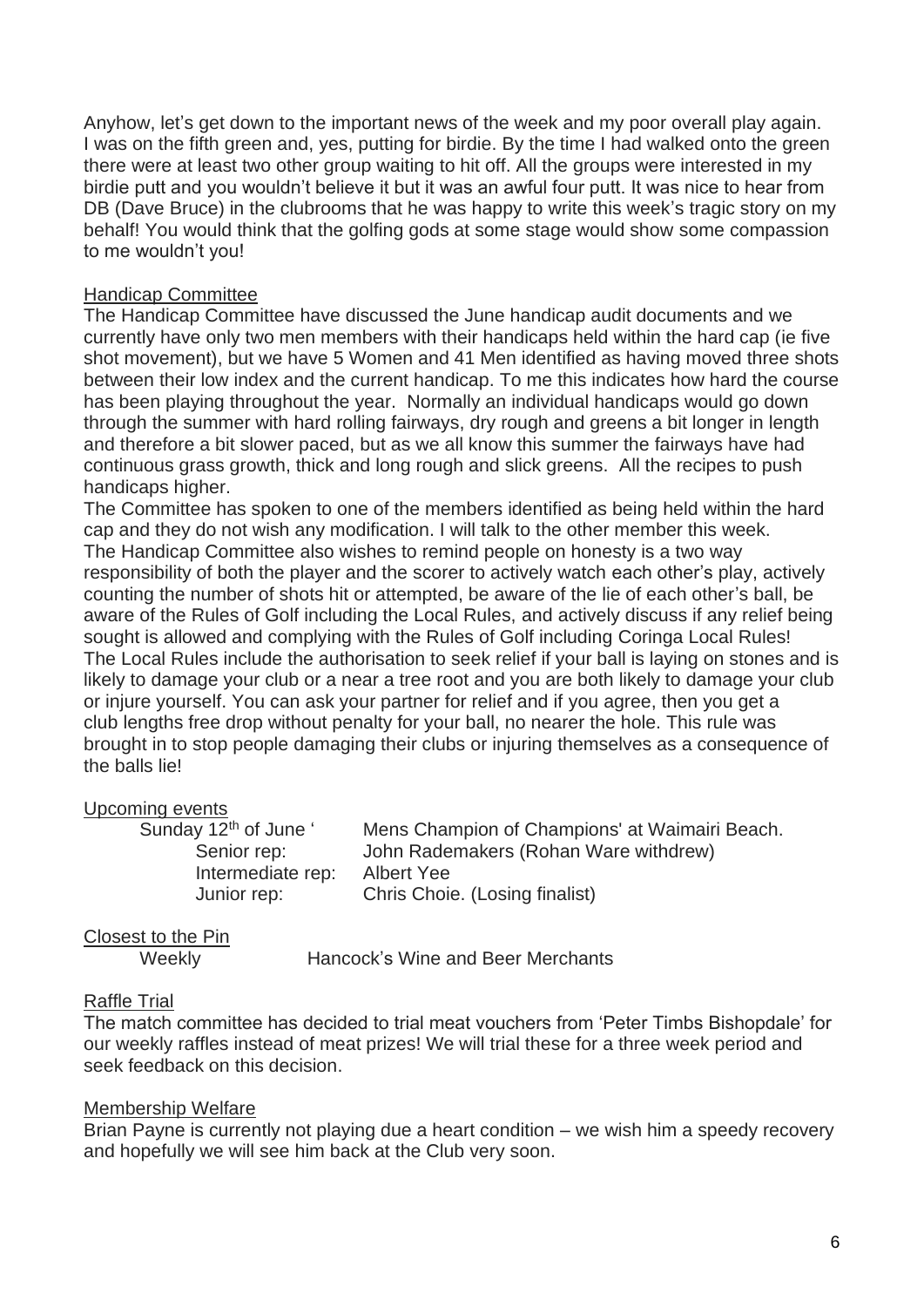Anyhow, let's get down to the important news of the week and my poor overall play again. I was on the fifth green and, yes, putting for birdie. By the time I had walked onto the green there were at least two other group waiting to hit off. All the groups were interested in my birdie putt and you wouldn't believe it but it was an awful four putt. It was nice to hear from DB (Dave Bruce) in the clubrooms that he was happy to write this week's tragic story on my behalf! You would think that the golfing gods at some stage would show some compassion to me wouldn't you!

<u>Handicap Committee</u>

The Handicap Committee have discussed the June handicap audit documents and we currently have only two men members with their handicaps held within the hard cap (ie five shot movement), but we have 5 Women and 41 Men identified as having moved three shots between their low index and the current handicap. To me this indicates how hard the course has been playing throughout the year. Normally an individual handicaps would go down through the summer with hard rolling fairways, dry rough and greens a bit longer in length and therefore a bit slower paced, but as we all know this summer the fairways have had continuous grass growth, thick and long rough and slick greens. All the recipes to push handicaps higher.

The Committee has spoken to one of the members identified as being held within the hard cap and they do not wish any modification. I will talk to the other member this week.

The Handicap Committee also wishes to remind people on honesty is a two way responsibility of both the player and the scorer to actively watch each other's play, actively counting the number of shots hit or attempted, be aware of the lie of each other's ball, be aware of the Rules of Golf including the Local Rules, and actively discuss if any relief being sought is allowed and complying with the Rules of Golf including Coringa Local Rules!

The Local Rules include the authorisation to seek relief if your ball is laying on stones and is likely to damage your club or a near a tree root and you are both likely to damage your club or injure yourself. You can ask your partner for relief and if you agree, then you get a club lengths free drop without penalty for your ball, no nearer the hole. This rule was brought in to stop people damaging their clubs or injuring themselves as a consequence of the balls lie!

<u>Upcoming events</u>

| | |
|---|---|
| Sunday 12th of June ' | Mens Champion of Champions' at Waimairi Beach. |
| Senior rep: | John Rademakers (Rohan Ware withdrew) |
| Intermediate rep: | Albert Yee |
| Junior rep: | Chris Choie. (Losing finalist) |

<u>Closest to the Pin</u>

Weekly Hancock's Wine and Beer Merchants

<u>Raffle Trial</u>

The match committee has decided to trial meat vouchers from 'Peter Timbs Bishopdale' for our weekly raffles instead of meat prizes! We will trial these for a three week period and seek feedback on this decision.

<u>Membership Welfare</u>

Brian Payne is currently not playing due a heart condition – we wish him a speedy recovery and hopefully we will see him back at the Club very soon.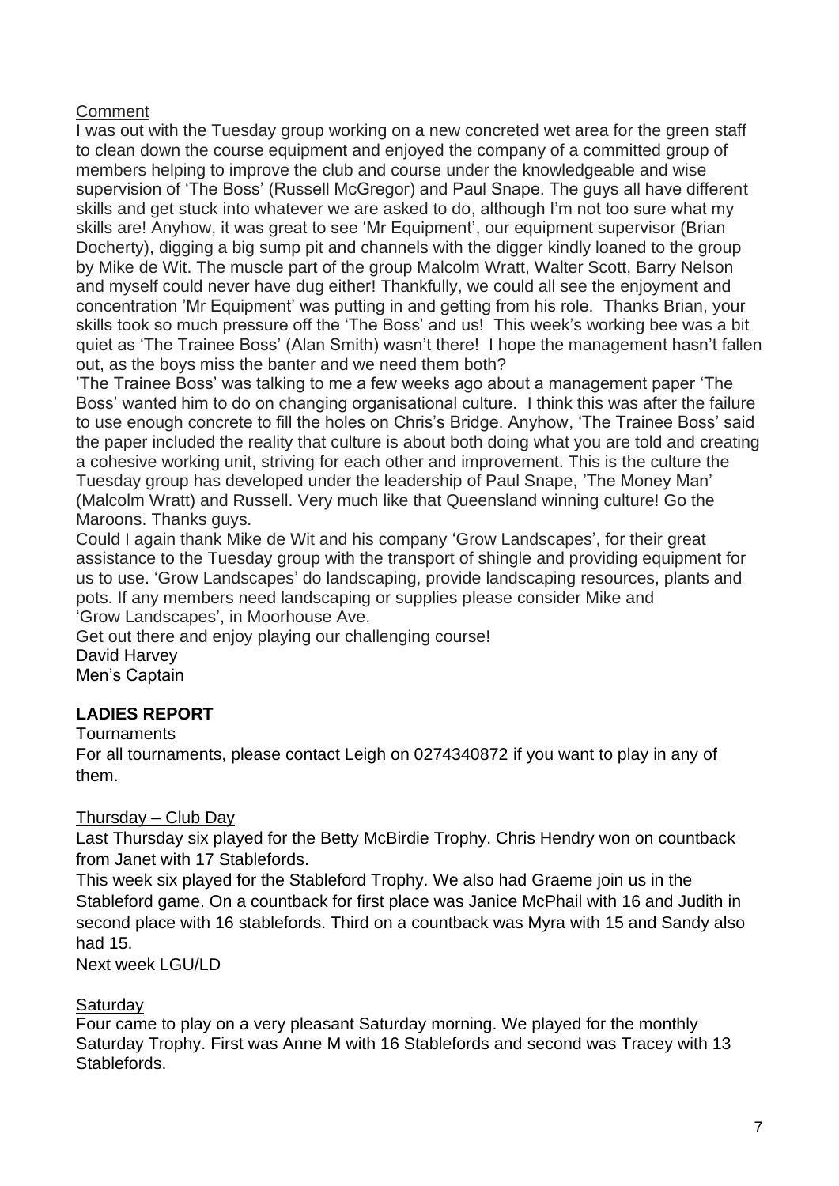Comment

I was out with the Tuesday group working on a new concreted wet area for the green staff to clean down the course equipment and enjoyed the company of a committed group of members helping to improve the club and course under the knowledgeable and wise supervision of 'The Boss' (Russell McGregor) and Paul Snape. The guys all have different skills and get stuck into whatever we are asked to do, although I'm not too sure what my skills are! Anyhow, it was great to see 'Mr Equipment', our equipment supervisor (Brian Docherty), digging a big sump pit and channels with the digger kindly loaned to the group by Mike de Wit. The muscle part of the group Malcolm Wratt, Walter Scott, Barry Nelson and myself could never have dug either! Thankfully, we could all see the enjoyment and concentration 'Mr Equipment' was putting in and getting from his role. Thanks Brian, your skills took so much pressure off the 'The Boss' and us! This week's working bee was a bit quiet as 'The Trainee Boss' (Alan Smith) wasn't there! I hope the management hasn't fallen out, as the boys miss the banter and we need them both?

'The Trainee Boss' was talking to me a few weeks ago about a management paper 'The Boss' wanted him to do on changing organisational culture. I think this was after the failure to use enough concrete to fill the holes on Chris's Bridge. Anyhow, 'The Trainee Boss' said the paper included the reality that culture is about both doing what you are told and creating a cohesive working unit, striving for each other and improvement. This is the culture the Tuesday group has developed under the leadership of Paul Snape, 'The Money Man' (Malcolm Wratt) and Russell. Very much like that Queensland winning culture! Go the Maroons. Thanks guys.

Could I again thank Mike de Wit and his company 'Grow Landscapes', for their great assistance to the Tuesday group with the transport of shingle and providing equipment for us to use. 'Grow Landscapes' do landscaping, provide landscaping resources, plants and pots. If any members need landscaping or supplies please consider Mike and 'Grow Landscapes', in Moorhouse Ave.

Get out there and enjoy playing our challenging course!

David Harvey
Men's Captain

**LADIES REPORT**

Tournaments

For all tournaments, please contact Leigh on 0274340872 if you want to play in any of them.

Thursday – Club Day

Last Thursday six played for the Betty McBirdie Trophy. Chris Hendry won on countback from Janet with 17 Stablefords.

This week six played for the Stableford Trophy. We also had Graeme join us in the Stableford game. On a countback for first place was Janice McPhail with 16 and Judith in second place with 16 stablefords. Third on a countback was Myra with 15 and Sandy also had 15.

Next week LGU/LD

Saturday

Four came to play on a very pleasant Saturday morning. We played for the monthly Saturday Trophy. First was Anne M with 16 Stablefords and second was Tracey with 13 Stablefords.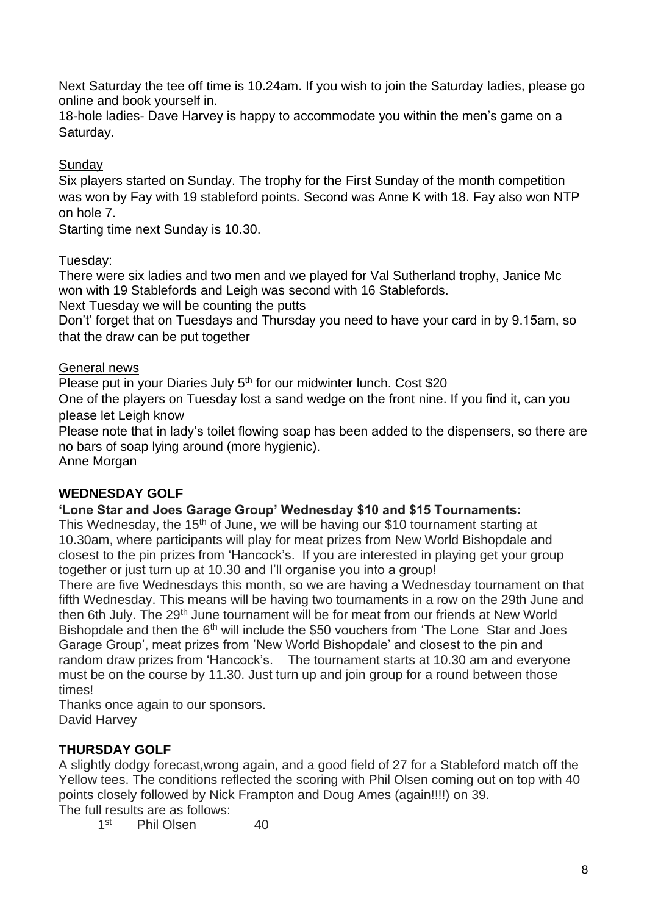Next Saturday the tee off time is 10.24am. If you wish to join the Saturday ladies, please go online and book yourself in.

18-hole ladies- Dave Harvey is happy to accommodate you within the men's game on a Saturday.

Sunday

Six players started on Sunday. The trophy for the First Sunday of the month competition was won by Fay with 19 stableford points. Second was Anne K with 18. Fay also won NTP on hole 7.

Starting time next Sunday is 10.30.

Tuesday:

There were six ladies and two men and we played for Val Sutherland trophy, Janice Mc won with 19 Stablefords and Leigh was second with 16 Stablefords.

Next Tuesday we will be counting the putts

Don't' forget that on Tuesdays and Thursday you need to have your card in by 9.15am, so that the draw can be put together

General news

Please put in your Diaries July 5th for our midwinter lunch. Cost $20

One of the players on Tuesday lost a sand wedge on the front nine. If you find it, can you please let Leigh know

Please note that in lady's toilet flowing soap has been added to the dispensers, so there are no bars of soap lying around (more hygienic).

Anne Morgan

## WEDNESDAY GOLF

**'Lone Star and Joes Garage Group' Wednesday $10 and $15 Tournaments:**

This Wednesday, the 15th of June, we will be having our $10 tournament starting at 10.30am, where participants will play for meat prizes from New World Bishopdale and closest to the pin prizes from 'Hancock's. If you are interested in playing get your group together or just turn up at 10.30 and I'll organise you into a group!

There are five Wednesdays this month, so we are having a Wednesday tournament on that fifth Wednesday. This means will be having two tournaments in a row on the 29th June and then 6th July. The 29th June tournament will be for meat from our friends at New World Bishopdale and then the 6th will include the $50 vouchers from 'The Lone Star and Joes Garage Group', meat prizes from 'New World Bishopdale' and closest to the pin and random draw prizes from 'Hancock's. The tournament starts at 10.30 am and everyone must be on the course by 11.30. Just turn up and join group for a round between those times!

Thanks once again to our sponsors.

David Harvey

## THURSDAY GOLF

A slightly dodgy forecast,wrong again, and a good field of 27 for a Stableford match off the Yellow tees. The conditions reflected the scoring with Phil Olsen coming out on top with 40 points closely followed by Nick Frampton and Doug Ames (again!!!!) on 39.

The full results are as follows:

| | | |
|---|---|---|
| 1st | Phil Olsen | 40 |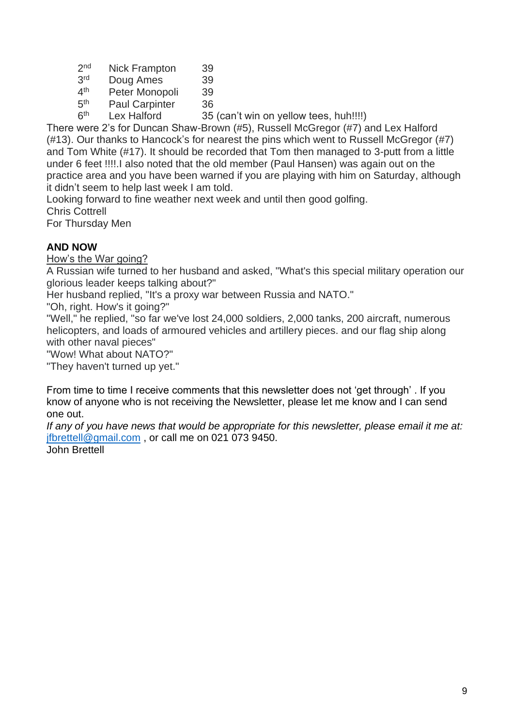| | | |
|---|---|---|
| 2nd | Nick Frampton | 39 |
| 3rd | Doug Ames | 39 |
| 4th | Peter Monopoli | 39 |
| 5th | Paul Carpinter | 36 |
| 6th | Lex Halford | 35 (can't win on yellow tees, huh!!!!) |

There were 2's for Duncan Shaw-Brown (#5), Russell McGregor (#7) and Lex Halford (#13). Our thanks to Hancock's for nearest the pins which went to Russell McGregor (#7) and Tom White (#17). It should be recorded that Tom then managed to 3-putt from a little under 6 feet !!!!.I also noted that the old member (Paul Hansen) was again out on the practice area and you have been warned if you are playing with him on Saturday, although it didn't seem to help last week I am told.

Looking forward to fine weather next week and until then good golfing.

Chris Cottrell

For Thursday Men

**AND NOW**

How's the War going?

A Russian wife turned to her husband and asked, "What's this special military operation our glorious leader keeps talking about?"

Her husband replied, "It's a proxy war between Russia and NATO."

"Oh, right. How's it going?"

"Well," he replied, "so far we've lost 24,000 soldiers, 2,000 tanks, 200 aircraft, numerous helicopters, and loads of armoured vehicles and artillery pieces. and our flag ship along with other naval pieces"

"Wow! What about NATO?"

"They haven't turned up yet."

From time to time I receive comments that this newsletter does not 'get through' . If you know of anyone who is not receiving the Newsletter, please let me know and I can send one out.

*If any of you have news that would be appropriate for this newsletter, please email it me at:* jfbrettell@gmail.com , or call me on 021 073 9450.

John Brettell